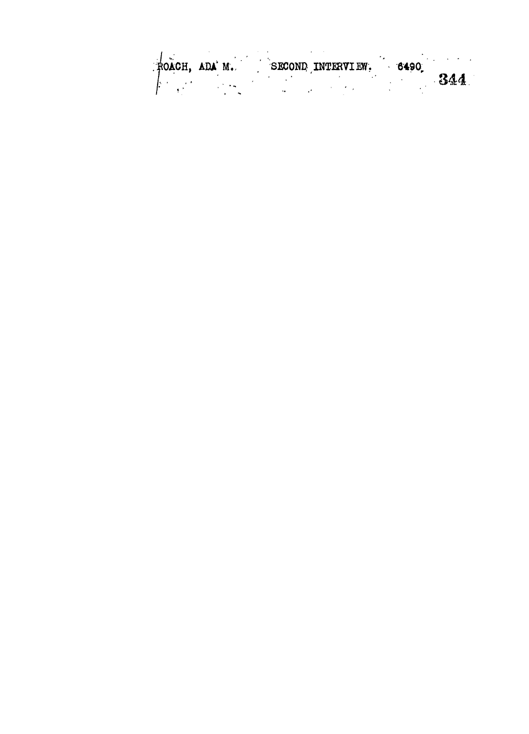ROACH, ADA M. SECOND INTERVIEW. 6490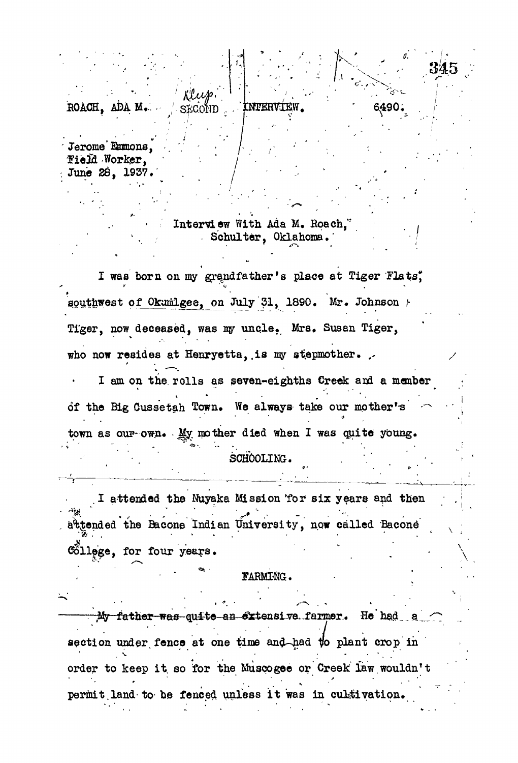ROACH, ADA M. SECOND INTERVIEW. 6490.

Jerome Emmons,
Field Worker,
June 28, 1937.

Interview With Ada M. Roach,
Schulter, Oklahoma.

I was born on my grandfather's place at Tiger Flats, southwest of Okmulgee, on July 31, 1890. Mr. Johnson Tiger, now deceased, was my uncle. Mrs. Susan Tiger, who now resides at Henryetta, is my stepmother.

I am on the rolls as seven-eighths Creek and a member of the Big Cussetah Town. We always take our mother's town as our own. My mother died when I was quite young.

SCHOOLING.

I attended the Nuyaka Mission for six years and then attended the Bacone Indian University, now called Bacone College, for four years.

FARMING.

~~My father was quite an extensive farmer.~~ He had a section under fence at one time and had to plant crop in order to keep it so for the Muscogee or Creek law wouldn't permit land to be fenced unless it was in cultivation.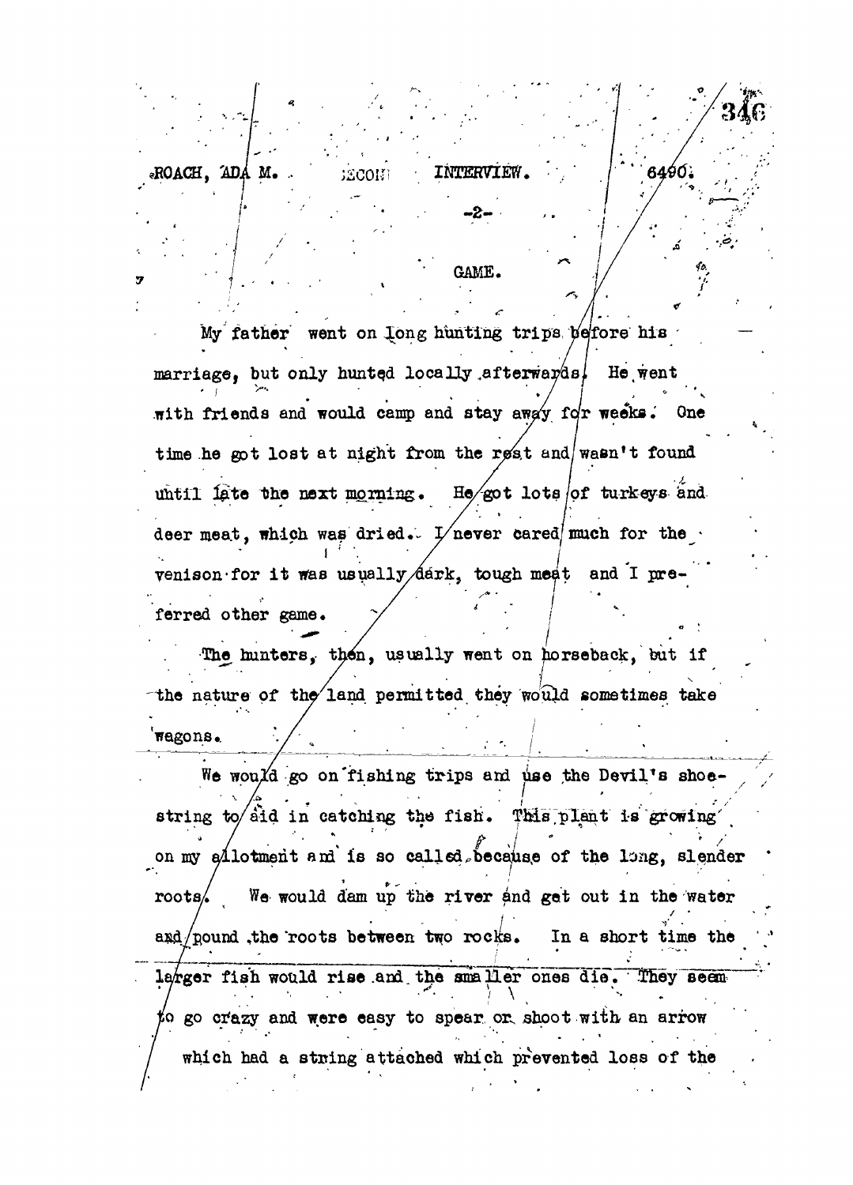## GAME.

My father went on long hunting trips before his marriage, but only hunted locally afterwards. He went with friends and would camp and stay away for weeks. One time he got lost at night from the rest and wasn't found until late the next morning. He got lots of turkeys and deer meat, which was dried. I never cared much for the venison for it was usually dark, tough meat and I preferred other game.

The hunters, then, usually went on horseback, but if the nature of the land permitted they would sometimes take wagons.

We would go on fishing trips and use the Devil's shoestring to aid in catching the fish. This plant is growing on my allotment and is so called because of the long, slender roots. We would dam up the river and get out in the water and pound the roots between two rocks. In a short time the larger fish would rise and the smaller ones die. They seem to go crazy and were easy to spear or shoot with an arrow which had a string attached which prevented loss of the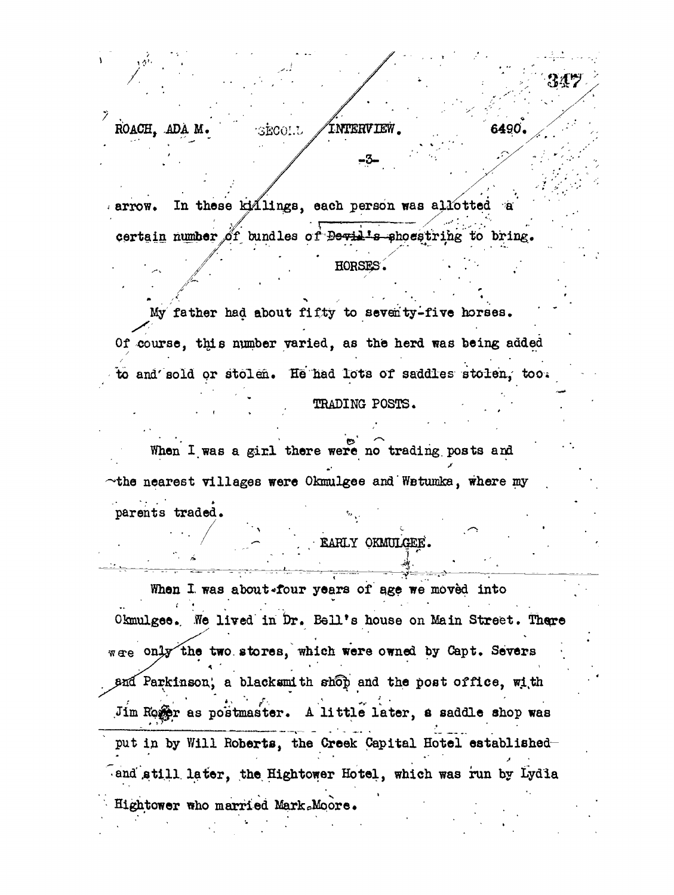arrow. In these killings, each person was allotted a certain number of bundles of Devil's shoestring to bring.

## HORSES.

My father had about fifty to seventy-five horses. Of course, this number varied, as the herd was being added to and sold or stolen. He had lots of saddles stolen, too.

## TRADING POSTS.

When I was a girl there were no trading posts and the nearest villages were Okmulgee and Wetumka, where my parents traded.

## EARLY OKMULGEE.

When I was about four years of age we moved into Okmulgee. We lived in Dr. Bell's house on Main Street. There were only the two stores, which were owned by Capt. Severs and Parkinson, a blacksmith shop and the post office, with Jim Roger as postmaster. A little later, a saddle shop was put in by Will Roberts, the Creek Capital Hotel established and still later, the Hightower Hotel, which was run by Lydia Hightower who married Mark Moore.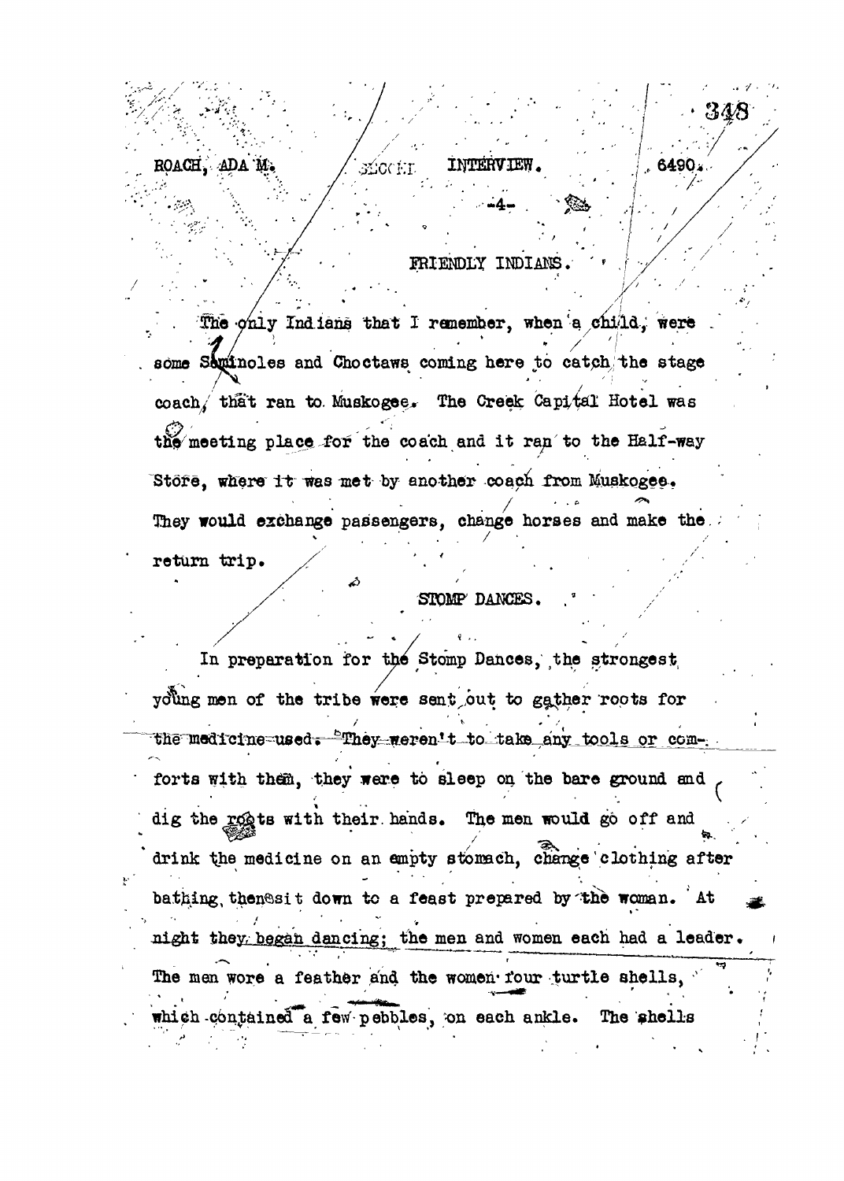## FRIENDLY INDIANS.

The only Indians that I remember, when a child, were some Seminoles and Choctaws coming here to catch the stage coach, that ran to Muskogee. The Creek Capital Hotel was the meeting place for the coach and it ran to the Half-way Store, where it was met by another coach from Muskogee. They would exchange passengers, change horses and make the return trip.

## STOMP DANCES.

In preparation for the Stomp Dances, the strongest young men of the tribe were sent out to gather roots for the medicine used. They weren't to take any tools or comforts with them, they were to sleep on the bare ground and dig the roots with their hands. The men would go off and drink the medicine on an empty stomach, change clothing after bathing, then sit down to a feast prepared by the woman. At night they began dancing; the men and women each had a leader. The men wore a feather and the women four turtle shells, which contained a few pebbles, on each ankle. The shells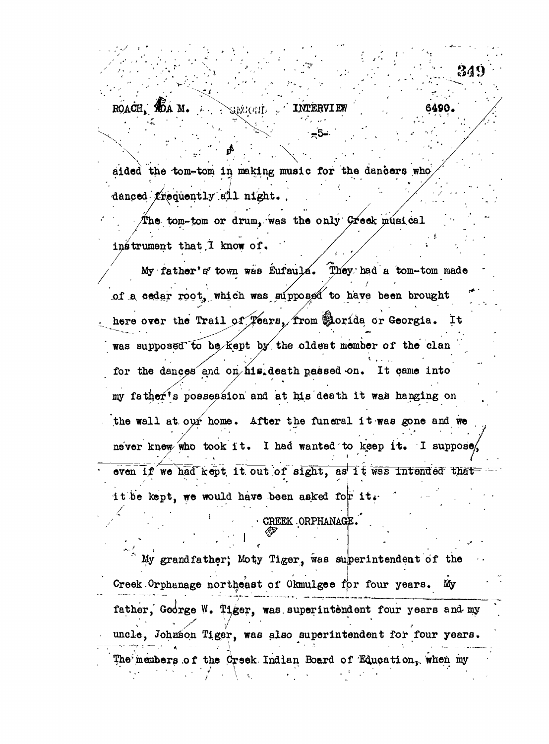aided the tom-tom in making music for the dancers who danced frequently all night.

The tom-tom or drum, was the only Creek musical instrument that I know of.

My father's town was Eufaula. They had a tom-tom made of a cedar root, which was supposed to have been brought here over the Trail of Tears, from Florida or Georgia. It was supposed to be kept by the oldest member of the clan for the dances and on his death passed on. It came into my father's possession and at his death it was hanging on the wall at our home. After the funeral it was gone and we never knew who took it. I had wanted to keep it. I suppose, even if we had kept it out of sight, as it was intended that it be kept, we would have been asked for it.

## CREEK ORPHANAGE.

My grandfather, Moty Tiger, was superintendent of the Creek Orphanage northeast of Okmulgee for four years. My father, George W. Tiger, was superintendent four years and my uncle, Johnson Tiger, was also superintendent for four years. The members of the Creek Indian Board of Education, when my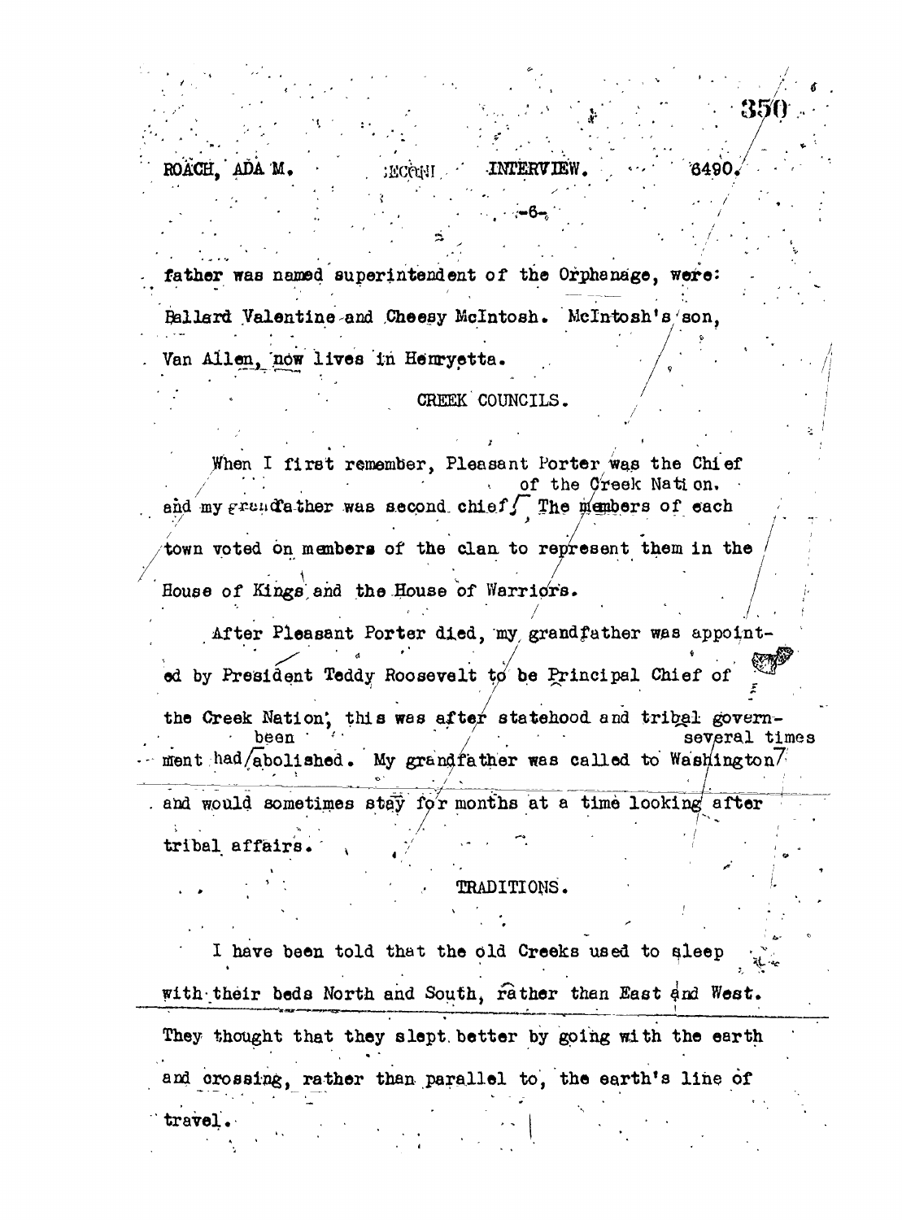father was named superintendent of the Orphanage, were: Ballard Valentine and Cheesy McIntosh. McIntosh's son, Van Allen, now lives in Henryetta.

### CREEK COUNCILS.

When I first remember, Pleasant Porter was the Chief of the Creek Nation, and my grandfather was second chief. The members of each town voted on members of the clan to represent them in the House of Kings and the House of Warriors.

After Pleasant Porter died, my grandfather was appointed by President Teddy Roosevelt to be Principal Chief of the Creek Nation, this was after statehood and tribal government had been abolished. My grandfather was called to Washington several times and would sometimes stay for months at a time looking after tribal affairs.

### TRADITIONS.

I have been told that the old Creeks used to sleep with their beds North and South, rather than East and West. They thought that they slept better by going with the earth and crossing, rather than parallel to, the earth's line of travel.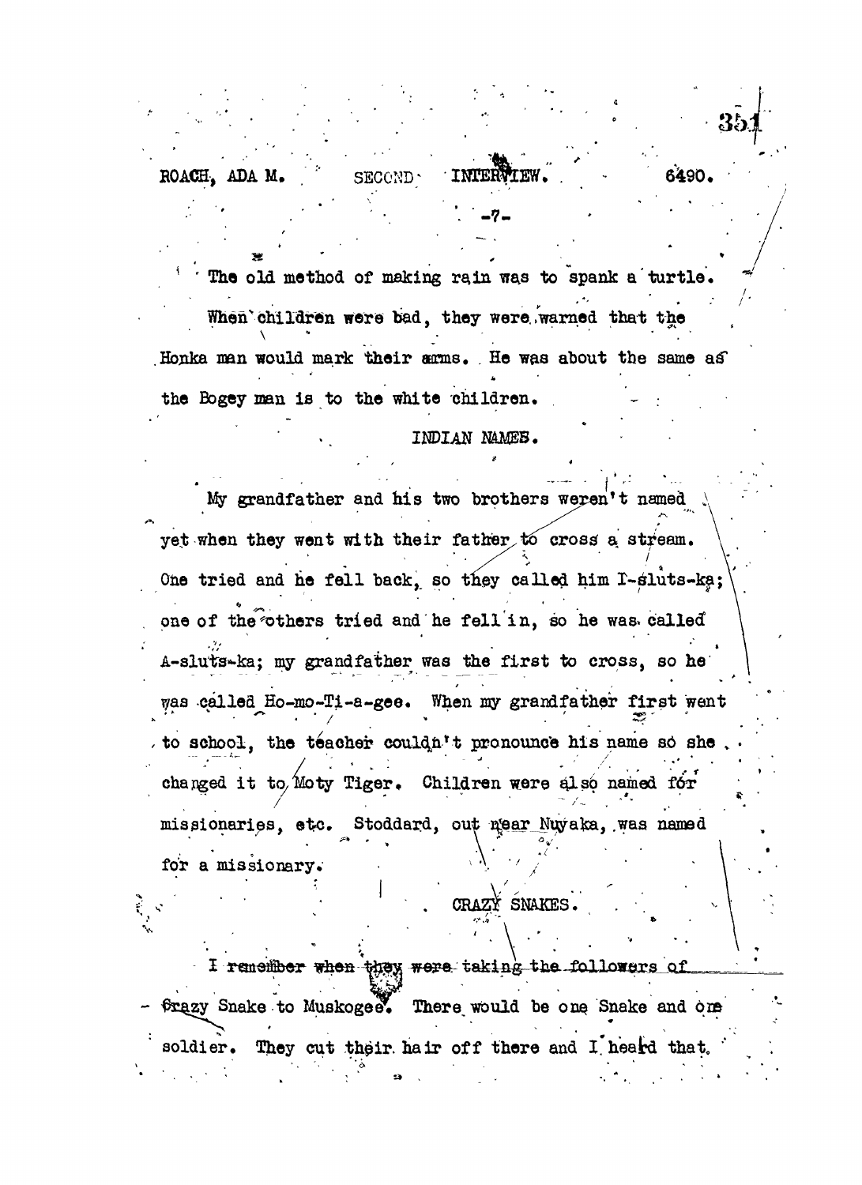The old method of making rain was to spank a turtle. When children were bad, they were warned that the Honka man would mark their arms. He was about the same as the Bogey man is to the white children.

## INDIAN NAMES.

My grandfather and his two brothers weren't named yet when they went with their father to cross a stream. One tried and he fell back, so they called him I-sluts-ka; one of the others tried and he fell in, so he was called A-sluts-ka; my grandfather was the first to cross, so he was called Ho-mo-Ti-a-gee. When my grandfather first went to school, the teacher couldn't pronounce his name so she changed it to Moty Tiger. Children were also named for missionaries, etc. Stoddard, out near Nuyaka, was named for a missionary.

## CRAZY SNAKES.

I remember when they were taking the followers of Crazy Snake to Muskogee. There would be one Snake and one soldier. They cut their hair off there and I heard that.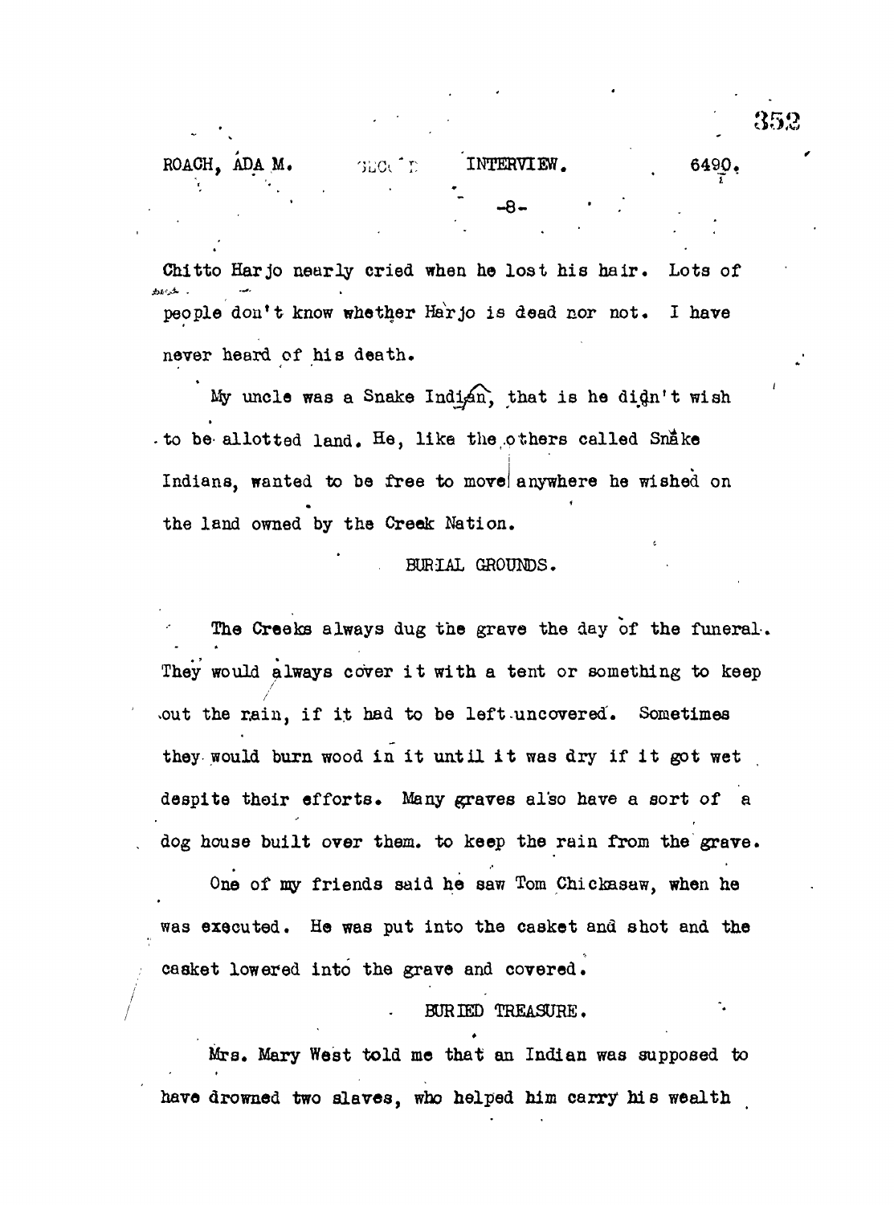Chitto Harjo nearly cried when he lost his hair. Lots of people don't know whether Harjo is dead nor not. I have never heard of his death.

My uncle was a Snake Indian, that is he didn't wish to be allotted land. He, like the others called Snake Indians, wanted to be free to move anywhere he wished on the land owned by the Creek Nation.

## BURIAL GROUNDS.

The Creeks always dug the grave the day of the funeral. They would always cover it with a tent or something to keep out the rain, if it had to be left uncovered. Sometimes they would burn wood in it until it was dry if it got wet despite their efforts. Many graves also have a sort of a dog house built over them. to keep the rain from the grave.

One of my friends said he saw Tom Chickasaw, when he was executed. He was put into the casket and shot and the casket lowered into the grave and covered.

## BURIED TREASURE.

Mrs. Mary West told me that an Indian was supposed to have drowned two slaves, who helped him carry his wealth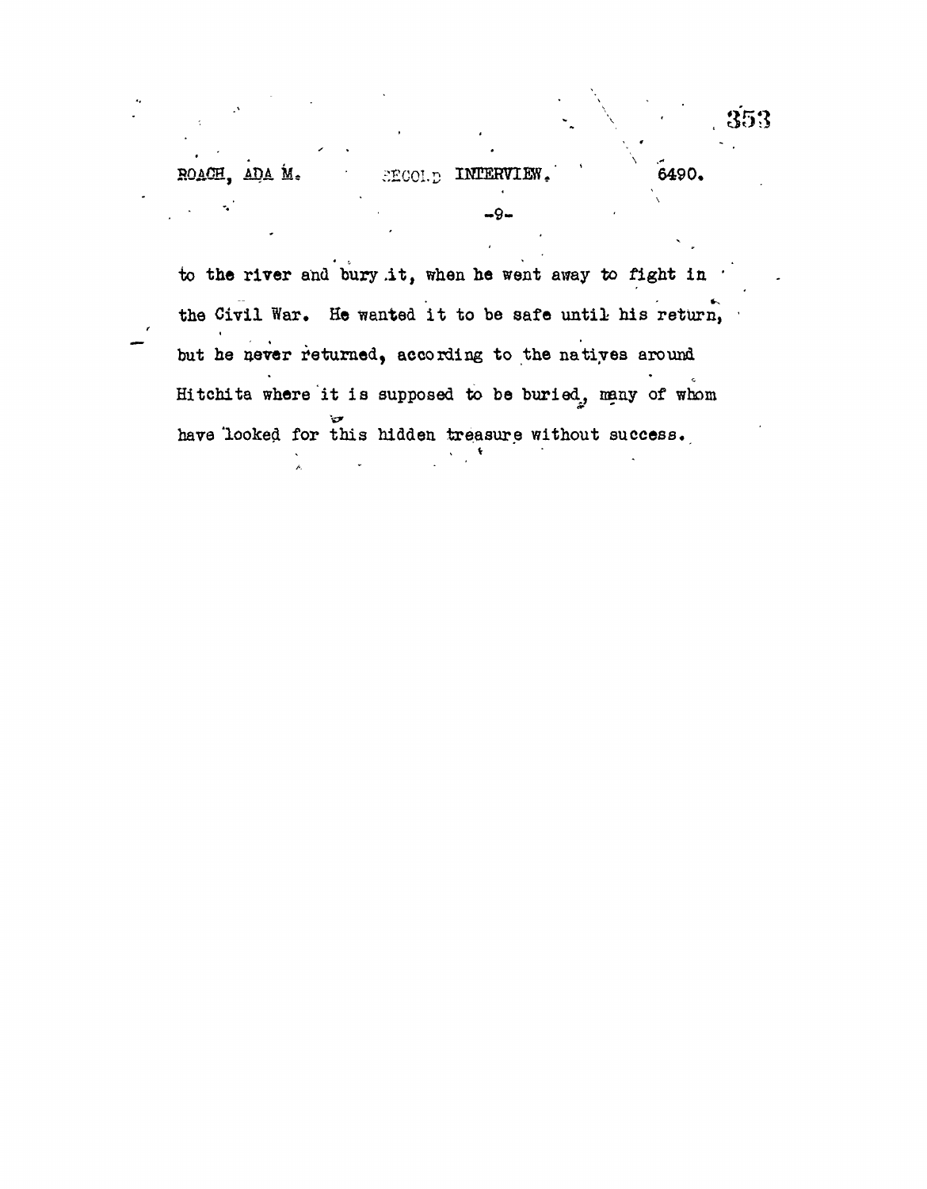to the river and bury it, when he went away to fight in the Civil War. He wanted it to be safe until his return, but he never returned, according to the natives around Hitchita where it is supposed to be buried, many of whom have looked for this hidden treasure without success.